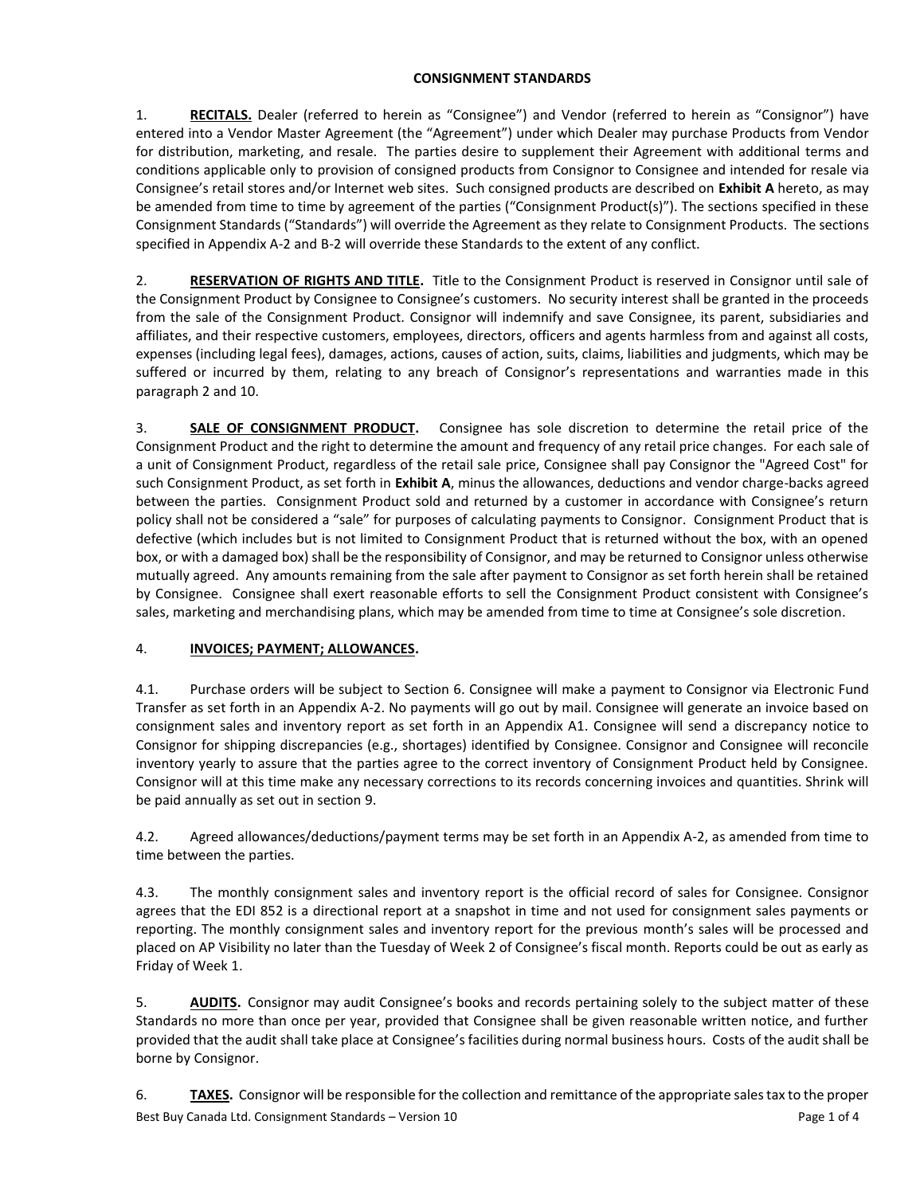# CONSIGNMENT STANDARDS

1. **RECITALS.** Dealer (referred to herein as "Consignee") and Vendor (referred to herein as "Consignor") have entered into a Vendor Master Agreement (the "Agreement") under which Dealer may purchase Products from Vendor for distribution, marketing, and resale. The parties desire to supplement their Agreement with additional terms and conditions applicable only to provision of consigned products from Consignor to Consignee and intended for resale via Consignee's retail stores and/or Internet web sites. Such consigned products are described on **Exhibit A** hereto, as may be amended from time to time by agreement of the parties ("Consignment Product(s)"). The sections specified in these Consignment Standards ("Standards") will override the Agreement as they relate to Consignment Products. The sections specified in Appendix A-2 and B-2 will override these Standards to the extent of any conflict.

2. **RESERVATION OF RIGHTS AND TITLE.** Title to the Consignment Product is reserved in Consignor until sale of the Consignment Product by Consignee to Consignee's customers. No security interest shall be granted in the proceeds from the sale of the Consignment Product. Consignor will indemnify and save Consignee, its parent, subsidiaries and affiliates, and their respective customers, employees, directors, officers and agents harmless from and against all costs, expenses (including legal fees), damages, actions, causes of action, suits, claims, liabilities and judgments, which may be suffered or incurred by them, relating to any breach of Consignor's representations and warranties made in this paragraph 2 and 10.

3. **SALE OF CONSIGNMENT PRODUCT.** Consignee has sole discretion to determine the retail price of the Consignment Product and the right to determine the amount and frequency of any retail price changes. For each sale of a unit of Consignment Product, regardless of the retail sale price, Consignee shall pay Consignor the "Agreed Cost" for such Consignment Product, as set forth in **Exhibit A**, minus the allowances, deductions and vendor charge-backs agreed between the parties. Consignment Product sold and returned by a customer in accordance with Consignee's return policy shall not be considered a "sale" for purposes of calculating payments to Consignor. Consignment Product that is defective (which includes but is not limited to Consignment Product that is returned without the box, with an opened box, or with a damaged box) shall be the responsibility of Consignor, and may be returned to Consignor unless otherwise mutually agreed. Any amounts remaining from the sale after payment to Consignor as set forth herein shall be retained by Consignee. Consignee shall exert reasonable efforts to sell the Consignment Product consistent with Consignee's sales, marketing and merchandising plans, which may be amended from time to time at Consignee's sole discretion.

4. **INVOICES; PAYMENT; ALLOWANCES.**

4.1. Purchase orders will be subject to Section 6. Consignee will make a payment to Consignor via Electronic Fund Transfer as set forth in an Appendix A-2. No payments will go out by mail. Consignee will generate an invoice based on consignment sales and inventory report as set forth in an Appendix A1. Consignee will send a discrepancy notice to Consignor for shipping discrepancies (e.g., shortages) identified by Consignee. Consignor and Consignee will reconcile inventory yearly to assure that the parties agree to the correct inventory of Consignment Product held by Consignee. Consignor will at this time make any necessary corrections to its records concerning invoices and quantities. Shrink will be paid annually as set out in section 9.

4.2. Agreed allowances/deductions/payment terms may be set forth in an Appendix A-2, as amended from time to time between the parties.

4.3. The monthly consignment sales and inventory report is the official record of sales for Consignee. Consignor agrees that the EDI 852 is a directional report at a snapshot in time and not used for consignment sales payments or reporting. The monthly consignment sales and inventory report for the previous month's sales will be processed and placed on AP Visibility no later than the Tuesday of Week 2 of Consignee's fiscal month. Reports could be out as early as Friday of Week 1.

5. **AUDITS.** Consignor may audit Consignee's books and records pertaining solely to the subject matter of these Standards no more than once per year, provided that Consignee shall be given reasonable written notice, and further provided that the audit shall take place at Consignee's facilities during normal business hours. Costs of the audit shall be borne by Consignor.

6. **TAXES.** Consignor will be responsible for the collection and remittance of the appropriate sales tax to the proper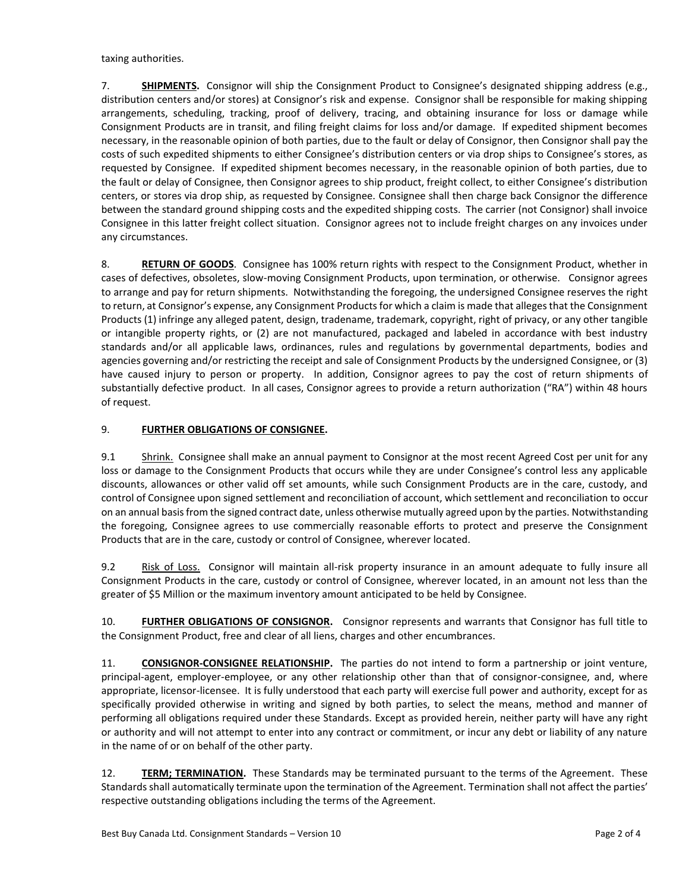taxing authorities.

7. **SHIPMENTS.** Consignor will ship the Consignment Product to Consignee's designated shipping address (e.g., distribution centers and/or stores) at Consignor's risk and expense. Consignor shall be responsible for making shipping arrangements, scheduling, tracking, proof of delivery, tracing, and obtaining insurance for loss or damage while Consignment Products are in transit, and filing freight claims for loss and/or damage. If expedited shipment becomes necessary, in the reasonable opinion of both parties, due to the fault or delay of Consignor, then Consignor shall pay the costs of such expedited shipments to either Consignee's distribution centers or via drop ships to Consignee's stores, as requested by Consignee. If expedited shipment becomes necessary, in the reasonable opinion of both parties, due to the fault or delay of Consignee, then Consignor agrees to ship product, freight collect, to either Consignee's distribution centers, or stores via drop ship, as requested by Consignee. Consignee shall then charge back Consignor the difference between the standard ground shipping costs and the expedited shipping costs. The carrier (not Consignor) shall invoice Consignee in this latter freight collect situation. Consignor agrees not to include freight charges on any invoices under any circumstances.

8. **RETURN OF GOODS**. Consignee has 100% return rights with respect to the Consignment Product, whether in cases of defectives, obsoletes, slow-moving Consignment Products, upon termination, or otherwise. Consignor agrees to arrange and pay for return shipments. Notwithstanding the foregoing, the undersigned Consignee reserves the right to return, at Consignor's expense, any Consignment Products for which a claim is made that alleges that the Consignment Products (1) infringe any alleged patent, design, tradename, trademark, copyright, right of privacy, or any other tangible or intangible property rights, or (2) are not manufactured, packaged and labeled in accordance with best industry standards and/or all applicable laws, ordinances, rules and regulations by governmental departments, bodies and agencies governing and/or restricting the receipt and sale of Consignment Products by the undersigned Consignee, or (3) have caused injury to person or property. In addition, Consignor agrees to pay the cost of return shipments of substantially defective product. In all cases, Consignor agrees to provide a return authorization ("RA") within 48 hours of request.

9. **FURTHER OBLIGATIONS OF CONSIGNEE.**

9.1 Shrink. Consignee shall make an annual payment to Consignor at the most recent Agreed Cost per unit for any loss or damage to the Consignment Products that occurs while they are under Consignee's control less any applicable discounts, allowances or other valid off set amounts, while such Consignment Products are in the care, custody, and control of Consignee upon signed settlement and reconciliation of account, which settlement and reconciliation to occur on an annual basis from the signed contract date, unless otherwise mutually agreed upon by the parties. Notwithstanding the foregoing, Consignee agrees to use commercially reasonable efforts to protect and preserve the Consignment Products that are in the care, custody or control of Consignee, wherever located.

9.2 Risk of Loss. Consignor will maintain all-risk property insurance in an amount adequate to fully insure all Consignment Products in the care, custody or control of Consignee, wherever located, in an amount not less than the greater of $5 Million or the maximum inventory amount anticipated to be held by Consignee.

10. **FURTHER OBLIGATIONS OF CONSIGNOR.** Consignor represents and warrants that Consignor has full title to the Consignment Product, free and clear of all liens, charges and other encumbrances.

11. **CONSIGNOR-CONSIGNEE RELATIONSHIP.** The parties do not intend to form a partnership or joint venture, principal-agent, employer-employee, or any other relationship other than that of consignor-consignee, and, where appropriate, licensor-licensee. It is fully understood that each party will exercise full power and authority, except for as specifically provided otherwise in writing and signed by both parties, to select the means, method and manner of performing all obligations required under these Standards. Except as provided herein, neither party will have any right or authority and will not attempt to enter into any contract or commitment, or incur any debt or liability of any nature in the name of or on behalf of the other party.

12. **TERM; TERMINATION.** These Standards may be terminated pursuant to the terms of the Agreement. These Standards shall automatically terminate upon the termination of the Agreement. Termination shall not affect the parties' respective outstanding obligations including the terms of the Agreement.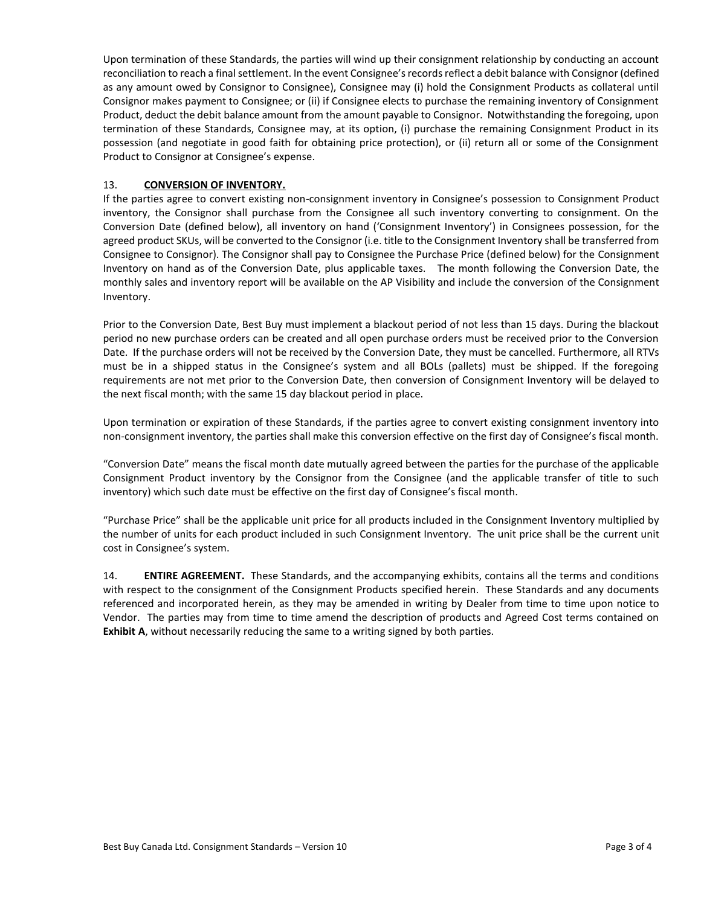Upon termination of these Standards, the parties will wind up their consignment relationship by conducting an account reconciliation to reach a final settlement. In the event Consignee's records reflect a debit balance with Consignor (defined as any amount owed by Consignor to Consignee), Consignee may (i) hold the Consignment Products as collateral until Consignor makes payment to Consignee; or (ii) if Consignee elects to purchase the remaining inventory of Consignment Product, deduct the debit balance amount from the amount payable to Consignor. Notwithstanding the foregoing, upon termination of these Standards, Consignee may, at its option, (i) purchase the remaining Consignment Product in its possession (and negotiate in good faith for obtaining price protection), or (ii) return all or some of the Consignment Product to Consignor at Consignee's expense.

13. **CONVERSION OF INVENTORY.**

If the parties agree to convert existing non-consignment inventory in Consignee's possession to Consignment Product inventory, the Consignor shall purchase from the Consignee all such inventory converting to consignment. On the Conversion Date (defined below), all inventory on hand ('Consignment Inventory') in Consignees possession, for the agreed product SKUs, will be converted to the Consignor (i.e. title to the Consignment Inventory shall be transferred from Consignee to Consignor). The Consignor shall pay to Consignee the Purchase Price (defined below) for the Consignment Inventory on hand as of the Conversion Date, plus applicable taxes. The month following the Conversion Date, the monthly sales and inventory report will be available on the AP Visibility and include the conversion of the Consignment Inventory.

Prior to the Conversion Date, Best Buy must implement a blackout period of not less than 15 days. During the blackout period no new purchase orders can be created and all open purchase orders must be received prior to the Conversion Date. If the purchase orders will not be received by the Conversion Date, they must be cancelled. Furthermore, all RTVs must be in a shipped status in the Consignee's system and all BOLs (pallets) must be shipped. If the foregoing requirements are not met prior to the Conversion Date, then conversion of Consignment Inventory will be delayed to the next fiscal month; with the same 15 day blackout period in place.

Upon termination or expiration of these Standards, if the parties agree to convert existing consignment inventory into non-consignment inventory, the parties shall make this conversion effective on the first day of Consignee's fiscal month.

"Conversion Date" means the fiscal month date mutually agreed between the parties for the purchase of the applicable Consignment Product inventory by the Consignor from the Consignee (and the applicable transfer of title to such inventory) which such date must be effective on the first day of Consignee's fiscal month.

"Purchase Price" shall be the applicable unit price for all products included in the Consignment Inventory multiplied by the number of units for each product included in such Consignment Inventory. The unit price shall be the current unit cost in Consignee's system.

14. **ENTIRE AGREEMENT.** These Standards, and the accompanying exhibits, contains all the terms and conditions with respect to the consignment of the Consignment Products specified herein. These Standards and any documents referenced and incorporated herein, as they may be amended in writing by Dealer from time to time upon notice to Vendor. The parties may from time to time amend the description of products and Agreed Cost terms contained on **Exhibit A**, without necessarily reducing the same to a writing signed by both parties.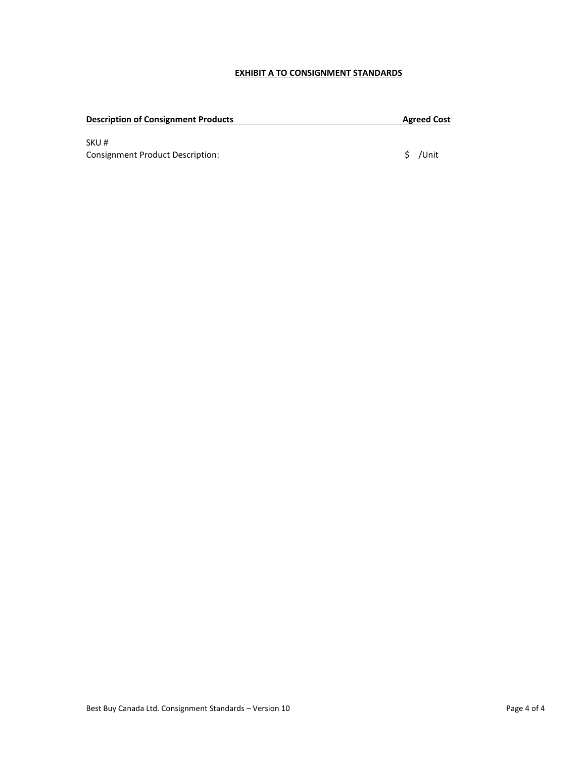**EXHIBIT A TO CONSIGNMENT STANDARDS**

| Description of Consignment Products | Agreed Cost |
| --- | --- |
| SKU # | |
| Consignment Product Description: | $ /Unit |